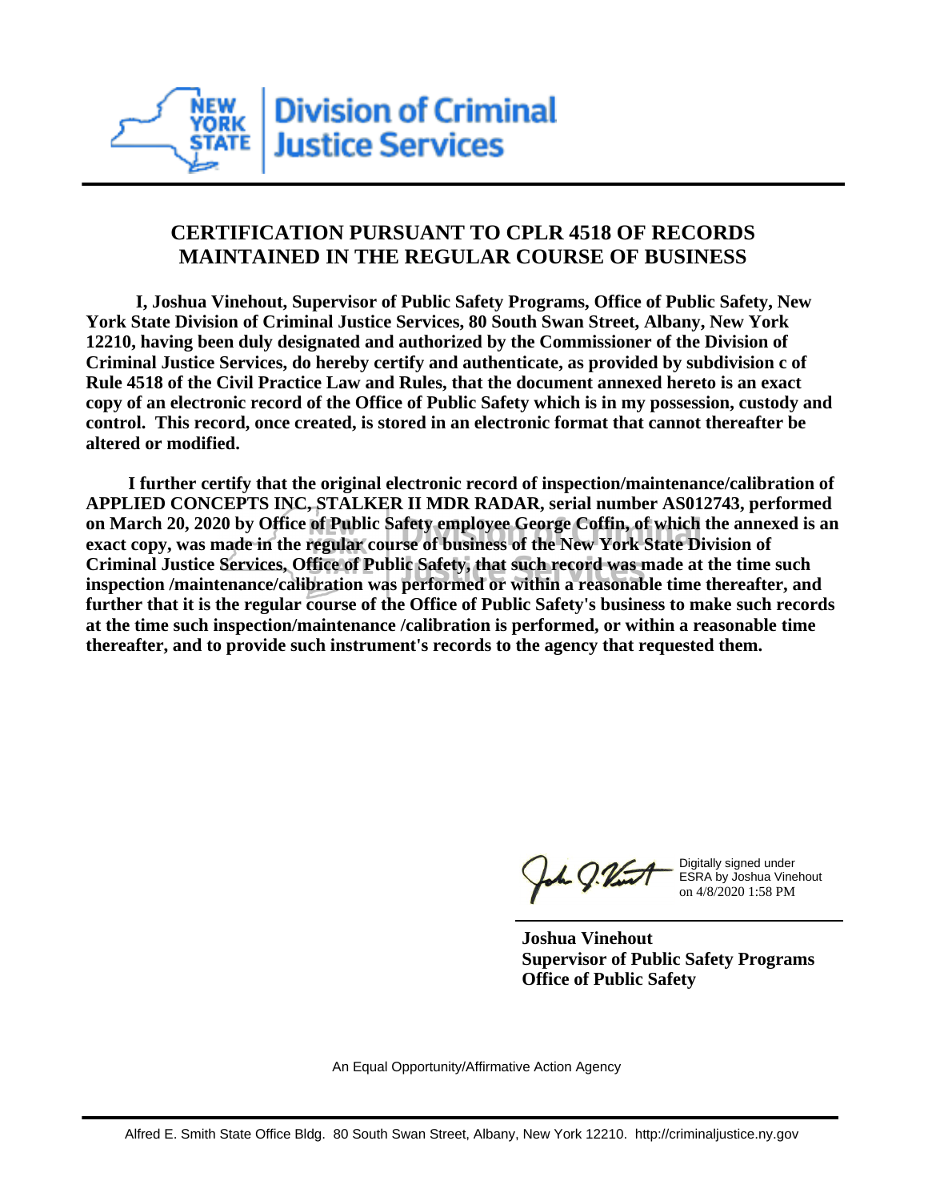New York State Division of Criminal Justice Services

## CERTIFICATION PURSUANT TO CPLR 4518 OF RECORDS MAINTAINED IN THE REGULAR COURSE OF BUSINESS

**I, Joshua Vinehout, Supervisor of Public Safety Programs, Office of Public Safety, New York State Division of Criminal Justice Services, 80 South Swan Street, Albany, New York 12210, having been duly designated and authorized by the Commissioner of the Division of Criminal Justice Services, do hereby certify and authenticate, as provided by subdivision c of Rule 4518 of the Civil Practice Law and Rules, that the document annexed hereto is an exact copy of an electronic record of the Office of Public Safety which is in my possession, custody and control. This record, once created, is stored in an electronic format that cannot thereafter be altered or modified.**

**I further certify that the original electronic record of inspection/maintenance/calibration of APPLIED CONCEPTS INC, STALKER II MDR RADAR, serial number AS012743, performed on March 20, 2020 by Office of Public Safety employee George Coffin, of which the annexed is an exact copy, was made in the regular course of business of the New York State Division of Criminal Justice Services, Office of Public Safety, that such record was made at the time such inspection /maintenance/calibration was performed or within a reasonable time thereafter, and further that it is the regular course of the Office of Public Safety's business to make such records at the time such inspection/maintenance /calibration is performed, or within a reasonable time thereafter, and to provide such instrument's records to the agency that requested them.**

Digitally signed under ESRA by Joshua Vinehout on 4/8/2020 1:58 PM

**Joshua Vinehout**
**Supervisor of Public Safety Programs**
**Office of Public Safety**

An Equal Opportunity/Affirmative Action Agency

Alfred E. Smith State Office Bldg. 80 South Swan Street, Albany, New York 12210. http://criminaljustice.ny.gov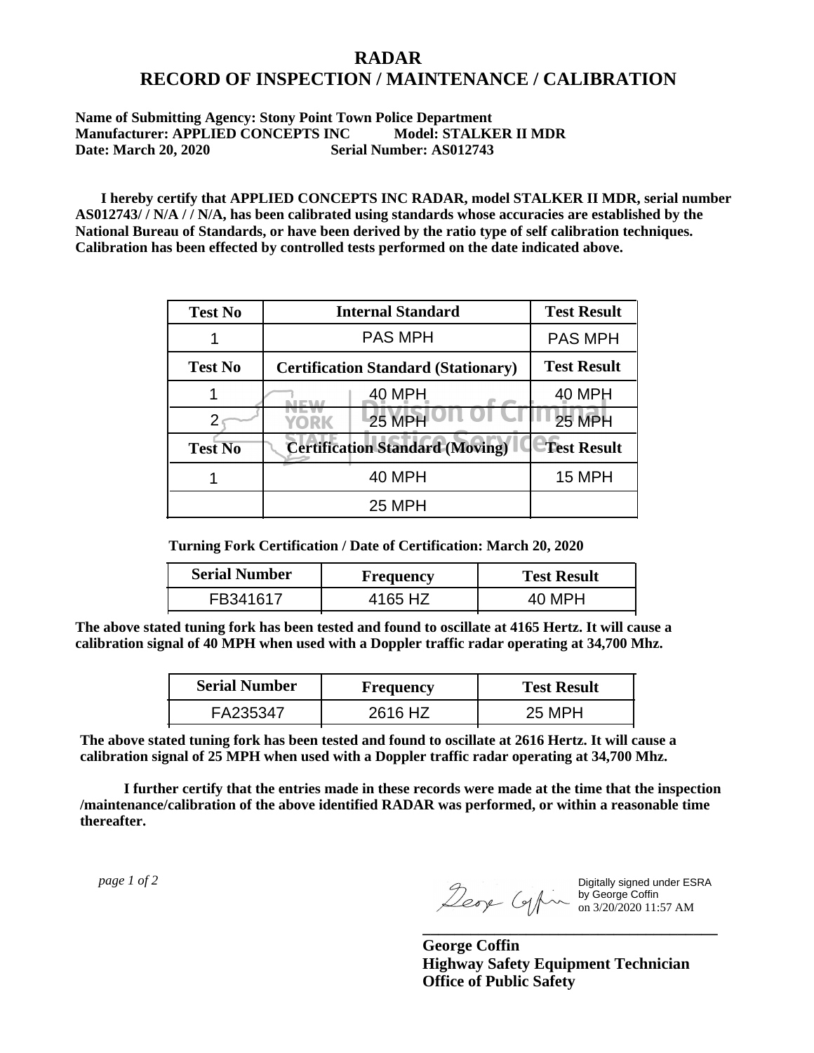# RADAR
# RECORD OF INSPECTION / MAINTENANCE / CALIBRATION

**Name of Submitting Agency: Stony Point Town Police Department**
**Manufacturer: APPLIED CONCEPTS INC Model: STALKER II MDR**
**Date: March 20, 2020 Serial Number: AS012743**

**I hereby certify that APPLIED CONCEPTS INC RADAR, model STALKER II MDR, serial number AS012743/ / N/A / / N/A, has been calibrated using standards whose accuracies are established by the National Bureau of Standards, or have been derived by the ratio type of self calibration techniques. Calibration has been effected by controlled tests performed on the date indicated above.**

| Test No | Internal Standard | Test Result |
|---|---|---|
| 1 | PAS MPH | PAS MPH |
| **Test No** | **Certification Standard (Stationary)** | **Test Result** |
| 1 | 40 MPH | 40 MPH |
| 2 | 25 MPH | 25 MPH |
| **Test No** | **Certification Standard (Moving)** | **Test Result** |
| 1 | 40 MPH | 15 MPH |
| | 25 MPH | |

**Turning Fork Certification / Date of Certification: March 20, 2020**

| Serial Number | Frequency | Test Result |
|---|---|---|
| FB341617 | 4165 HZ | 40 MPH |

**The above stated tuning fork has been tested and found to oscillate at 4165 Hertz. It will cause a calibration signal of 40 MPH when used with a Doppler traffic radar operating at 34,700 Mhz.**

| Serial Number | Frequency | Test Result |
|---|---|---|
| FA235347 | 2616 HZ | 25 MPH |

**The above stated tuning fork has been tested and found to oscillate at 2616 Hertz. It will cause a calibration signal of 25 MPH when used with a Doppler traffic radar operating at 34,700 Mhz.**

**I further certify that the entries made in these records were made at the time that the inspection /maintenance/calibration of the above identified RADAR was performed, or within a reasonable time thereafter.**

*page 1 of 2*

Digitally signed under ESRA by George Coffin on 3/20/2020 11:57 AM

**George Coffin**
**Highway Safety Equipment Technician**
**Office of Public Safety**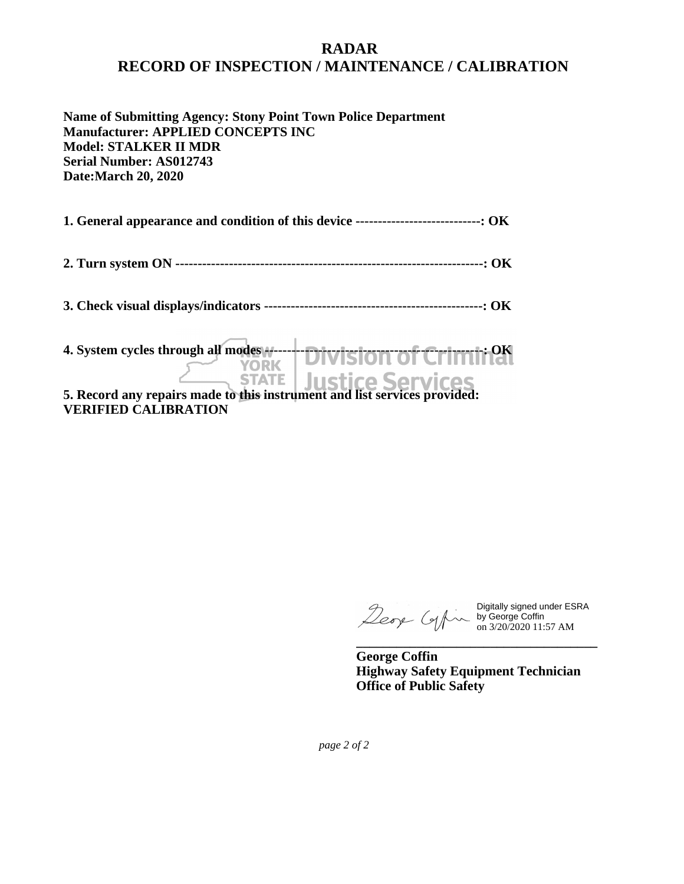# RADAR
# RECORD OF INSPECTION / MAINTENANCE / CALIBRATION

**Name of Submitting Agency: Stony Point Town Police Department**
**Manufacturer: APPLIED CONCEPTS INC**
**Model: STALKER II MDR**
**Serial Number: AS012743**
**Date:March 20, 2020**

**1. General appearance and condition of this device ----------------------------: OK**

**2. Turn system ON -------------------------------------------------------------------: OK**

**3. Check visual displays/indicators -------------------------------------------------: OK**

**4. System cycles through all modes ---------------------------------------------: OK**

**5. Record any repairs made to this instrument and list services provided:**
**VERIFIED CALIBRATION**

Digitally signed under ESRA by George Coffin on 3/20/2020 11:57 AM

**George Coffin**
**Highway Safety Equipment Technician**
**Office of Public Safety**